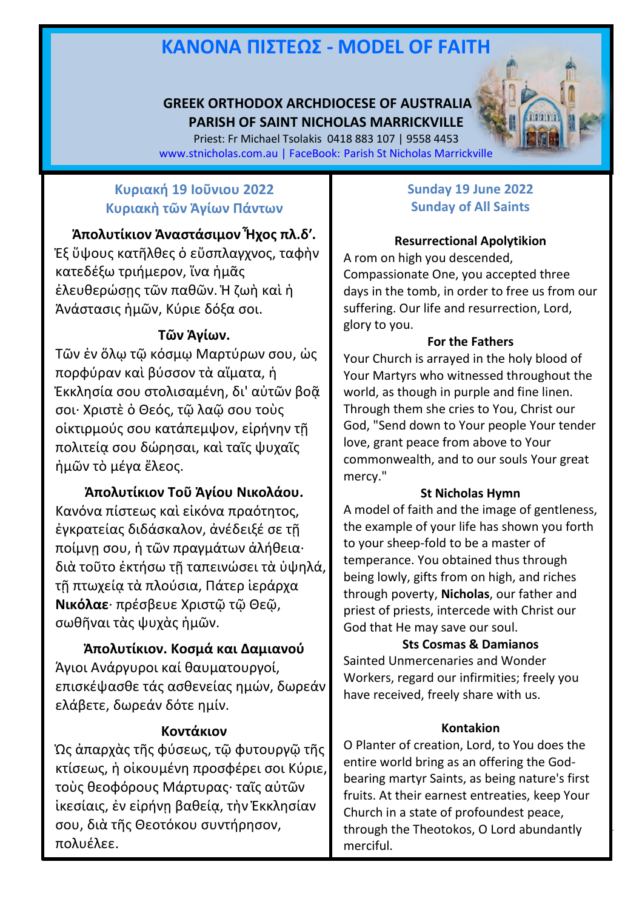# ΚΑΝΟΝΑ ΠΙΣΤΕΩΣ - MODEL OF FAITH

**GREEK ORTHODOX ARCHDIOCESE OF AUSTRALIA**
**PARISH OF SAINT NICHOLAS MARRICKVILLE**
Priest: Fr Michael Tsolakis 0418 883 107 | 9558 4453
www.stnicholas.com.au | FaceBook: Parish St Nicholas Marrickville

## Κυριακή 19 Ιοῦνιου 2022
## Κυριακὴ τῶν Ἁγίων Πάντων

**Ἀπολυτίκιον Ἀναστάσιμον Ἦχος πλ.δ'.**
Ἐξ ὕψους κατῆλθες ὁ εὔσπλαγχνος, ταφὴν κατεδέξω τριήμερον, ἵνα ἡμᾶς ἐλευθερώσῃς τῶν παθῶν. Ἡ ζωὴ καὶ ἡ Ἀνάστασις ἡμῶν, Κύριε δόξα σοι.

**Τῶν Ἁγίων.**
Τῶν ἐν ὅλῳ τῷ κόσμῳ Μαρτύρων σου, ὡς πορφύραν καὶ βύσσον τὰ αἵματα, ἡ Ἐκκλησία σου στολισαμένη, δι' αὐτῶν βοᾷ σοι· Χριστὲ ὁ Θεός, τῷ λαῷ σου τοὺς οἰκτιρμούς σου κατάπεμψον, εἰρήνην τῇ πολιτείᾳ σου δώρησαι, καὶ ταῖς ψυχαῖς ἡμῶν τὸ μέγα ἔλεος.

**Ἀπολυτίκιον Τοῦ Ἁγίου Νικολάου.**
Κανόνα πίστεως καὶ εἰκόνα πραότητος, ἐγκρατείας διδάσκαλον, ἀνέδειξέ σε τῇ ποίμνῃ σου, ἡ τῶν πραγμάτων ἀλήθεια· διὰ τοῦτο ἐκτήσω τῇ ταπεινώσει τὰ ὑψηλά, τῇ πτωχείᾳ τὰ πλούσια, Πάτερ ἱεράρχα **Νικόλαε**· πρέσβευε Χριστῷ τῷ Θεῷ, σωθῆναι τὰς ψυχὰς ἡμῶν.

**Ἀπολυτίκιον. Κοσμά και Δαμιανού**
Άγιοι Ανάργυροι καί θαυματουργοί, επισκέψασθε τάς ασθενείας ημών, δωρεάν ελάβετε, δωρεάν δότε ημίν.

**Κοντάκιον**
Ὡς ἀπαρχὰς τῆς φύσεως, τῷ φυτουργῷ τῆς κτίσεως, ἡ οἰκουμένη προσφέρει σοι Κύριε, τοὺς θεοφόρους Μάρτυρας· ταῖς αὐτῶν ἱκεσίαις, ἐν εἰρήνῃ βαθείᾳ, τὴν Ἐκκλησίαν σου, διὰ τῆς Θεοτόκου συντήρησον, πολυέλεε.

## Sunday 19 June 2022
## Sunday of All Saints

**Resurrectional Apolytikion**
A rom on high you descended, Compassionate One, you accepted three days in the tomb, in order to free us from our suffering. Our life and resurrection, Lord, glory to you.

**For the Fathers**
Your Church is arrayed in the holy blood of Your Martyrs who witnessed throughout the world, as though in purple and fine linen. Through them she cries to You, Christ our God, "Send down to Your people Your tender love, grant peace from above to Your commonwealth, and to our souls Your great mercy."

**St Nicholas Hymn**
A model of faith and the image of gentleness, the example of your life has shown you forth to your sheep-fold to be a master of temperance. You obtained thus through being lowly, gifts from on high, and riches through poverty, **Nicholas**, our father and priest of priests, intercede with Christ our God that He may save our soul.

**Sts Cosmas & Damianos**
Sainted Unmercenaries and Wonder Workers, regard our infirmities; freely you have received, freely share with us.

**Kontakion**
O Planter of creation, Lord, to You does the entire world bring as an offering the God-bearing martyr Saints, as being nature's first fruits. At their earnest entreaties, keep Your Church in a state of profoundest peace, through the Theotokos, O Lord abundantly merciful.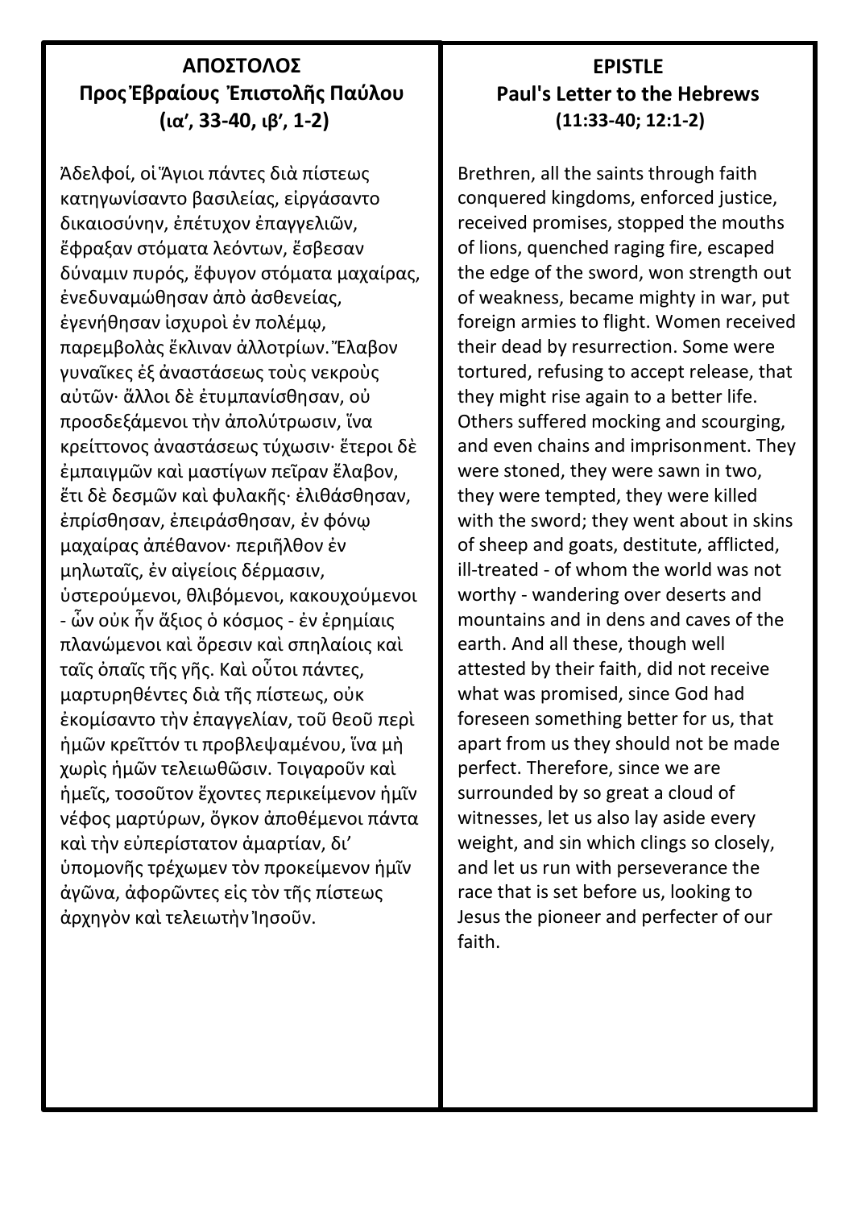## ΑΠΟΣΤΟΛΟΣ
## Προς Ἑβραίους Ἐπιστολῆς Παύλου
## (ια', 33-40, ιβ', 1-2)

Ἀδελφοί, οἱ Ἅγιοι πάντες διὰ πίστεως κατηγωνίσαντο βασιλείας, εἰργάσαντο δικαιοσύνην, ἐπέτυχον ἐπαγγελιῶν, ἔφραξαν στόματα λεόντων, ἔσβεσαν δύναμιν πυρός, ἔφυγον στόματα μαχαίρας, ἐνεδυναμώθησαν ἀπὸ ἀσθενείας, ἐγενήθησαν ἰσχυροὶ ἐν πολέμῳ, παρεμβολὰς ἔκλιναν ἀλλοτρίων. Ἔλαβον γυναῖκες ἐξ ἀναστάσεως τοὺς νεκροὺς αὐτῶν· ἄλλοι δὲ ἐτυμπανίσθησαν, οὐ προσδεξάμενοι τὴν ἀπολύτρωσιν, ἵνα κρείττονος ἀναστάσεως τύχωσιν· ἕτεροι δὲ ἐμπαιγμῶν καὶ μαστίγων πεῖραν ἔλαβον, ἔτι δὲ δεσμῶν καὶ φυλακῆς· ἐλιθάσθησαν, ἐπρίσθησαν, ἐπειράσθησαν, ἐν φόνῳ μαχαίρας ἀπέθανον· περιῆλθον ἐν μηλωταῖς, ἐν αἰγείοις δέρμασιν, ὑστερούμενοι, θλιβόμενοι, κακουχούμενοι - ὧν οὐκ ἦν ἄξιος ὁ κόσμος - ἐν ἐρημίαις πλανώμενοι καὶ ὄρεσιν καὶ σπηλαίοις καὶ ταῖς ὀπαῖς τῆς γῆς. Καὶ οὗτοι πάντες, μαρτυρηθέντες διὰ τῆς πίστεως, οὐκ ἐκομίσαντο τὴν ἐπαγγελίαν, τοῦ θεοῦ περὶ ἡμῶν κρεῖττόν τι προβλεψαμένου, ἵνα μὴ χωρὶς ἡμῶν τελειωθῶσιν. Τοιγαροῦν καὶ ἡμεῖς, τοσοῦτον ἔχοντες περικείμενον ἡμῖν νέφος μαρτύρων, ὄγκον ἀποθέμενοι πάντα καὶ τὴν εὐπερίστατον ἁμαρτίαν, δι' ὑπομονῆς τρέχωμεν τὸν προκείμενον ἡμῖν ἀγῶνα, ἀφορῶντες εἰς τὸν τῆς πίστεως ἀρχηγὸν καὶ τελειωτὴν Ἰησοῦν.

## EPISTLE
## Paul's Letter to the Hebrews
## (11:33-40; 12:1-2)

Brethren, all the saints through faith conquered kingdoms, enforced justice, received promises, stopped the mouths of lions, quenched raging fire, escaped the edge of the sword, won strength out of weakness, became mighty in war, put foreign armies to flight. Women received their dead by resurrection. Some were tortured, refusing to accept release, that they might rise again to a better life. Others suffered mocking and scourging, and even chains and imprisonment. They were stoned, they were sawn in two, they were tempted, they were killed with the sword; they went about in skins of sheep and goats, destitute, afflicted, ill-treated - of whom the world was not worthy - wandering over deserts and mountains and in dens and caves of the earth. And all these, though well attested by their faith, did not receive what was promised, since God had foreseen something better for us, that apart from us they should not be made perfect. Therefore, since we are surrounded by so great a cloud of witnesses, let us also lay aside every weight, and sin which clings so closely, and let us run with perseverance the race that is set before us, looking to Jesus the pioneer and perfecter of our faith.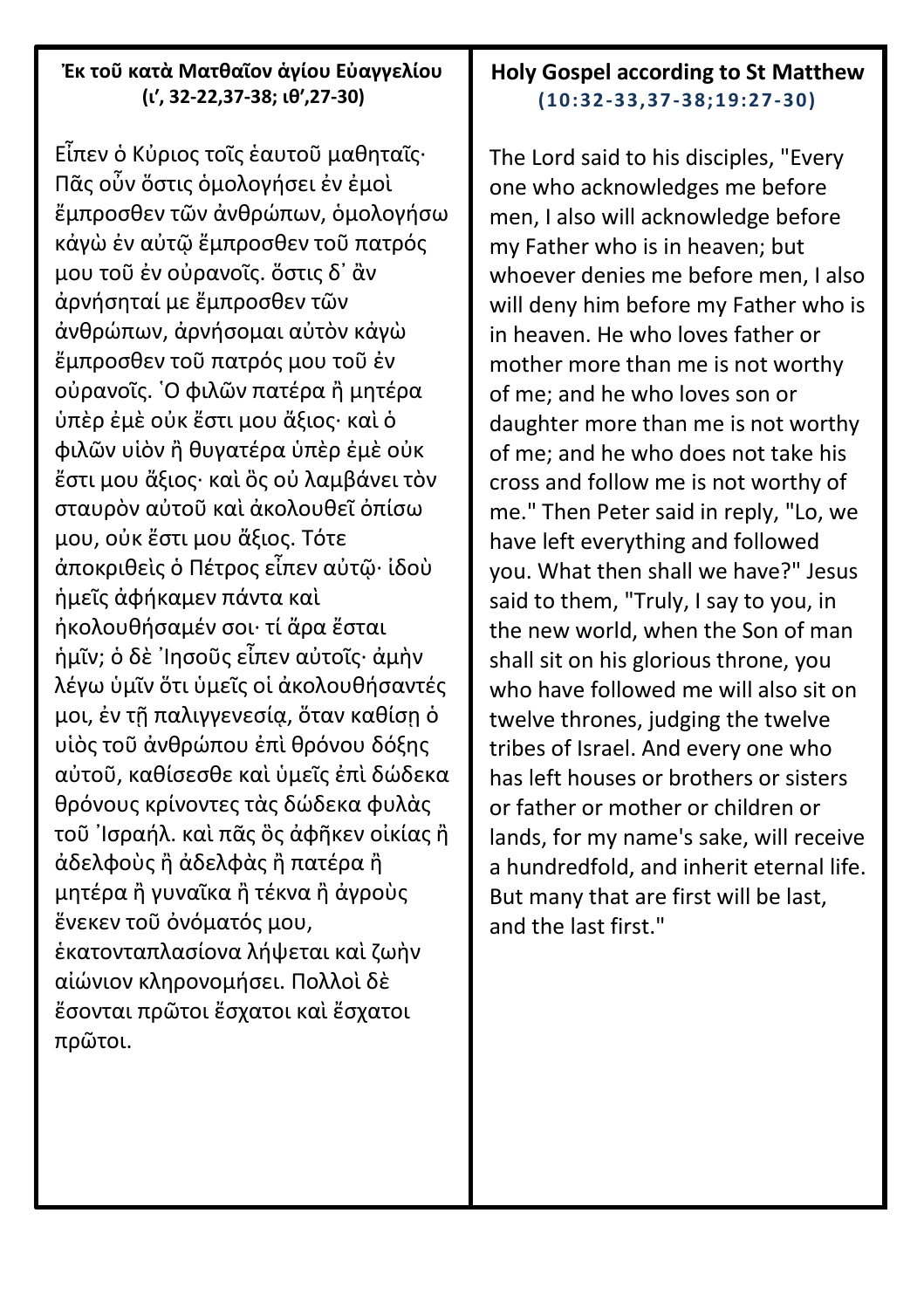**Ἐκ τοῦ κατὰ Ματθαῖον ἁγίου Εὐαγγελίου (ι', 32-22,37-38; ιθ',27-30)**

Εἶπεν ὁ Κύριος τοῖς ἑαυτοῦ μαθηταῖς· Πᾶς οὖν ὅστις ὁμολογήσει ἐν ἐμοὶ ἔμπροσθεν τῶν ἀνθρώπων, ὁμολογήσω κἀγὼ ἐν αὐτῷ ἔμπροσθεν τοῦ πατρός μου τοῦ ἐν οὐρανοῖς. ὅστις δ᾽ ἂν ἀρνήσηταί με ἔμπροσθεν τῶν ἀνθρώπων, ἀρνήσομαι αὐτὸν κἀγὼ ἔμπροσθεν τοῦ πατρός μου τοῦ ἐν οὐρανοῖς. Ὁ φιλῶν πατέρα ἢ μητέρα ὑπὲρ ἐμὲ οὐκ ἔστι μου ἄξιος· καὶ ὁ φιλῶν υἱὸν ἢ θυγατέρα ὑπὲρ ἐμὲ οὐκ ἔστι μου ἄξιος· καὶ ὃς οὐ λαμβάνει τὸν σταυρὸν αὐτοῦ καὶ ἀκολουθεῖ ὀπίσω μου, οὐκ ἔστι μου ἄξιος. Τότε ἀποκριθεὶς ὁ Πέτρος εἶπεν αὐτῷ· ἰδοὺ ἡμεῖς ἀφήκαμεν πάντα καὶ ἠκολουθήσαμέν σοι· τί ἄρα ἔσται ἡμῖν; ὁ δὲ Ἰησοῦς εἶπεν αὐτοῖς· ἀμὴν λέγω ὑμῖν ὅτι ὑμεῖς οἱ ἀκολουθήσαντές μοι, ἐν τῇ παλιγγενεσίᾳ, ὅταν καθίσῃ ὁ υἱὸς τοῦ ἀνθρώπου ἐπὶ θρόνου δόξης αὐτοῦ, καθίσεσθε καὶ ὑμεῖς ἐπὶ δώδεκα θρόνους κρίνοντες τὰς δώδεκα φυλὰς τοῦ Ἰσραήλ. καὶ πᾶς ὃς ἀφῆκεν οἰκίας ἢ ἀδελφοὺς ἢ ἀδελφὰς ἢ πατέρα ἢ μητέρα ἢ γυναῖκα ἢ τέκνα ἢ ἀγροὺς ἕνεκεν τοῦ ὀνόματός μου, ἑκατονταπλασίονα λήψεται καὶ ζωὴν αἰώνιον κληρονομήσει. Πολλοὶ δὲ ἔσονται πρῶτοι ἔσχατοι καὶ ἔσχατοι πρῶτοι.

**Holy Gospel according to St Matthew (10:32-33,37-38;19:27-30)**

The Lord said to his disciples, "Every one who acknowledges me before men, I also will acknowledge before my Father who is in heaven; but whoever denies me before men, I also will deny him before my Father who is in heaven. He who loves father or mother more than me is not worthy of me; and he who loves son or daughter more than me is not worthy of me; and he who does not take his cross and follow me is not worthy of me." Then Peter said in reply, "Lo, we have left everything and followed you. What then shall we have?" Jesus said to them, "Truly, I say to you, in the new world, when the Son of man shall sit on his glorious throne, you who have followed me will also sit on twelve thrones, judging the twelve tribes of Israel. And every one who has left houses or brothers or sisters or father or mother or children or lands, for my name's sake, will receive a hundredfold, and inherit eternal life. But many that are first will be last, and the last first."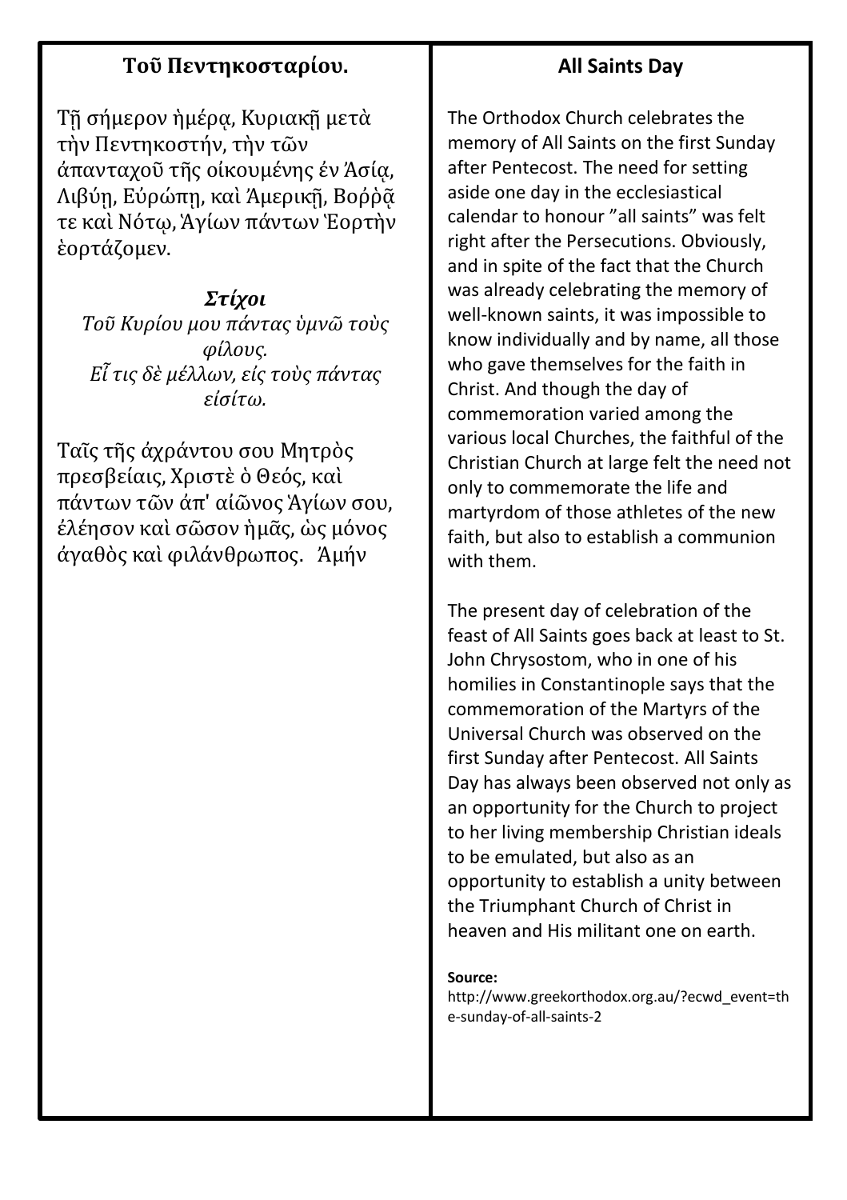## Τοῦ Πεντηκοσταρίου.

Τῇ σήμερον ἡμέρᾳ, Κυριακῇ μετὰ τὴν Πεντηκοστήν, τὴν τῶν ἁπανταχοῦ τῆς οἰκουμένης ἐν Ἀσίᾳ, Λιβύῃ, Εὐρώπῃ, καὶ Ἀμερικῇ, Βορρᾷ τε καὶ Νότῳ, Ἁγίων πάντων Ἑορτὴν ἑορτάζομεν.

***Στίχοι***

*Τοῦ Κυρίου μου πάντας ὑμνῶ τοὺς φίλους.*
*Εἶ τις δὲ μέλλων, είς τοὺς πάντας είσίτω.*

Ταῖς τῆς ἀχράντου σου Μητρὸς πρεσβείαις, Χριστὲ ὁ Θεός, καὶ πάντων τῶν ἀπ' αἰῶνος Ἁγίων σου, ἐλέησον καὶ σῶσον ἡμᾶς, ὡς μόνος ἀγαθὸς καὶ φιλάνθρωπος. Ἀμήν

## All Saints Day

The Orthodox Church celebrates the memory of All Saints on the first Sunday after Pentecost. The need for setting aside one day in the ecclesiastical calendar to honour "all saints" was felt right after the Persecutions. Obviously, and in spite of the fact that the Church was already celebrating the memory of well-known saints, it was impossible to know individually and by name, all those who gave themselves for the faith in Christ. And though the day of commemoration varied among the various local Churches, the faithful of the Christian Church at large felt the need not only to commemorate the life and martyrdom of those athletes of the new faith, but also to establish a communion with them.

The present day of celebration of the feast of All Saints goes back at least to St. John Chrysostom, who in one of his homilies in Constantinople says that the commemoration of the Martyrs of the Universal Church was observed on the first Sunday after Pentecost. All Saints Day has always been observed not only as an opportunity for the Church to project to her living membership Christian ideals to be emulated, but also as an opportunity to establish a unity between the Triumphant Church of Christ in heaven and His militant one on earth.

**Source:**
http://www.greekorthodox.org.au/?ecwd_event=the-sunday-of-all-saints-2